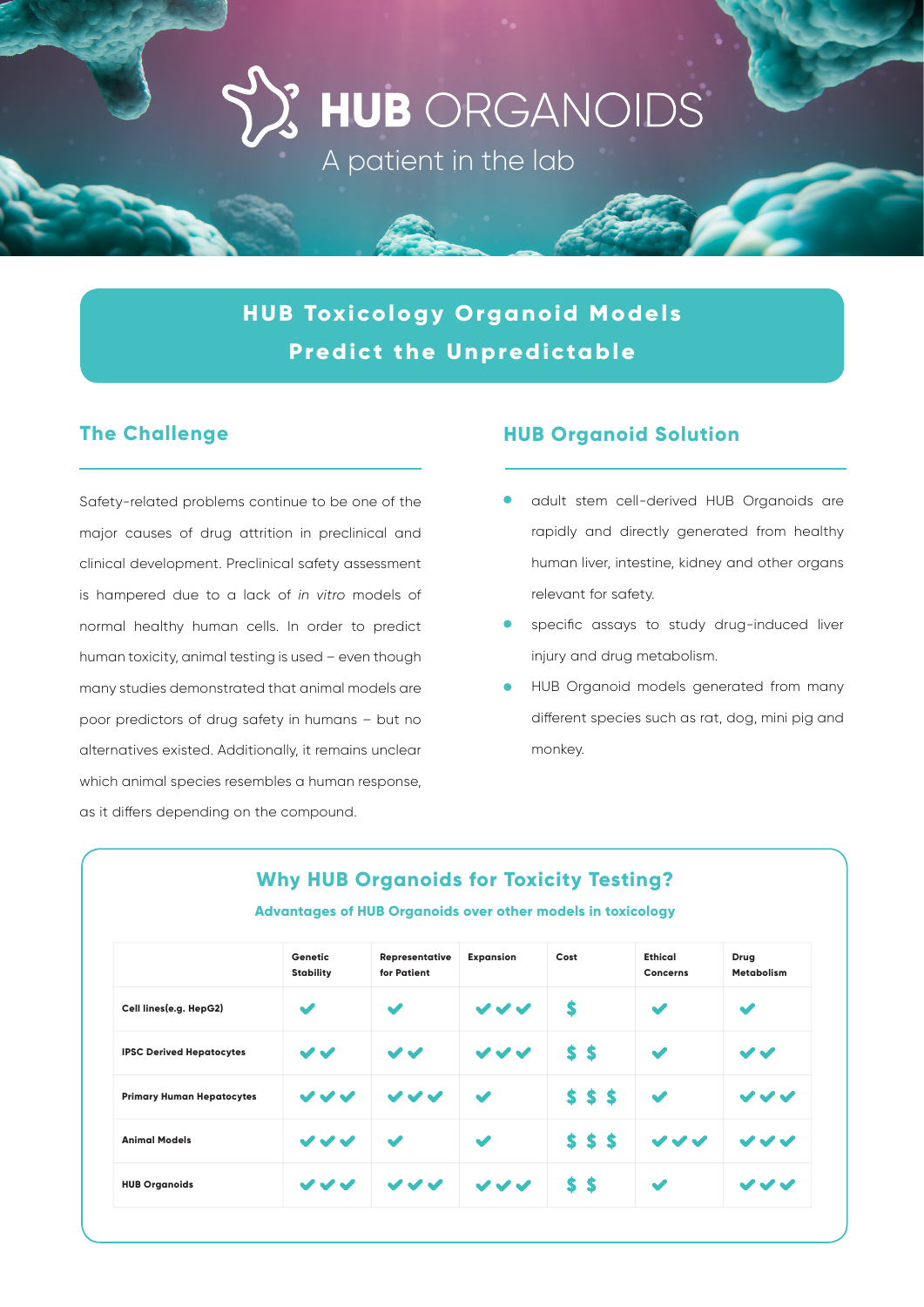# HUB ORGANOIDS

A patient in the lab

## HUB Toxicology Organoid Models Predict the Unpredictable

### The Challenge

Safety-related problems continue to be one of the major causes of drug attrition in preclinical and clinical development. Preclinical safety assessment is hampered due to a lack of *in vitro* models of normal healthy human cells. In order to predict human toxicity, animal testing is used – even though many studies demonstrated that animal models are poor predictors of drug safety in humans – but no alternatives existed. Additionally, it remains unclear which animal species resembles a human response, as it differs depending on the compound.

### HUB Organoid Solution

- adult stem cell-derived HUB Organoids are rapidly and directly generated from healthy human liver, intestine, kidney and other organs relevant for safety.
- specific assays to study drug-induced liver injury and drug metabolism.
- HUB Organoid models generated from many different species such as rat, dog, mini pig and monkey.

### Why HUB Organoids for Toxicity Testing?

**Advantages of HUB Organoids over other models in toxicology**

| | Genetic Stability | Representative for Patient | Expansion | Cost | Ethical Concerns | Drug Metabolism |
|---|---|---|---|---|---|---|
| **Cell lines(e.g. HepG2)** | ✔ | ✔ | ✔✔✔ | $ | ✔ | ✔ |
| **IPSC Derived Hepatocytes** | ✔✔ | ✔✔ | ✔✔✔ | $ $ | ✔ | ✔✔ |
| **Primary Human Hepatocytes** | ✔✔✔ | ✔✔✔ | ✔ | $ $ $ | ✔ | ✔✔✔ |
| **Animal Models** | ✔✔✔ | ✔ | ✔ | $ $ $ | ✔✔✔ | ✔✔✔ |
| **HUB Organoids** | ✔✔✔ | ✔✔✔ | ✔✔✔ | $ $ | ✔ | ✔✔✔ |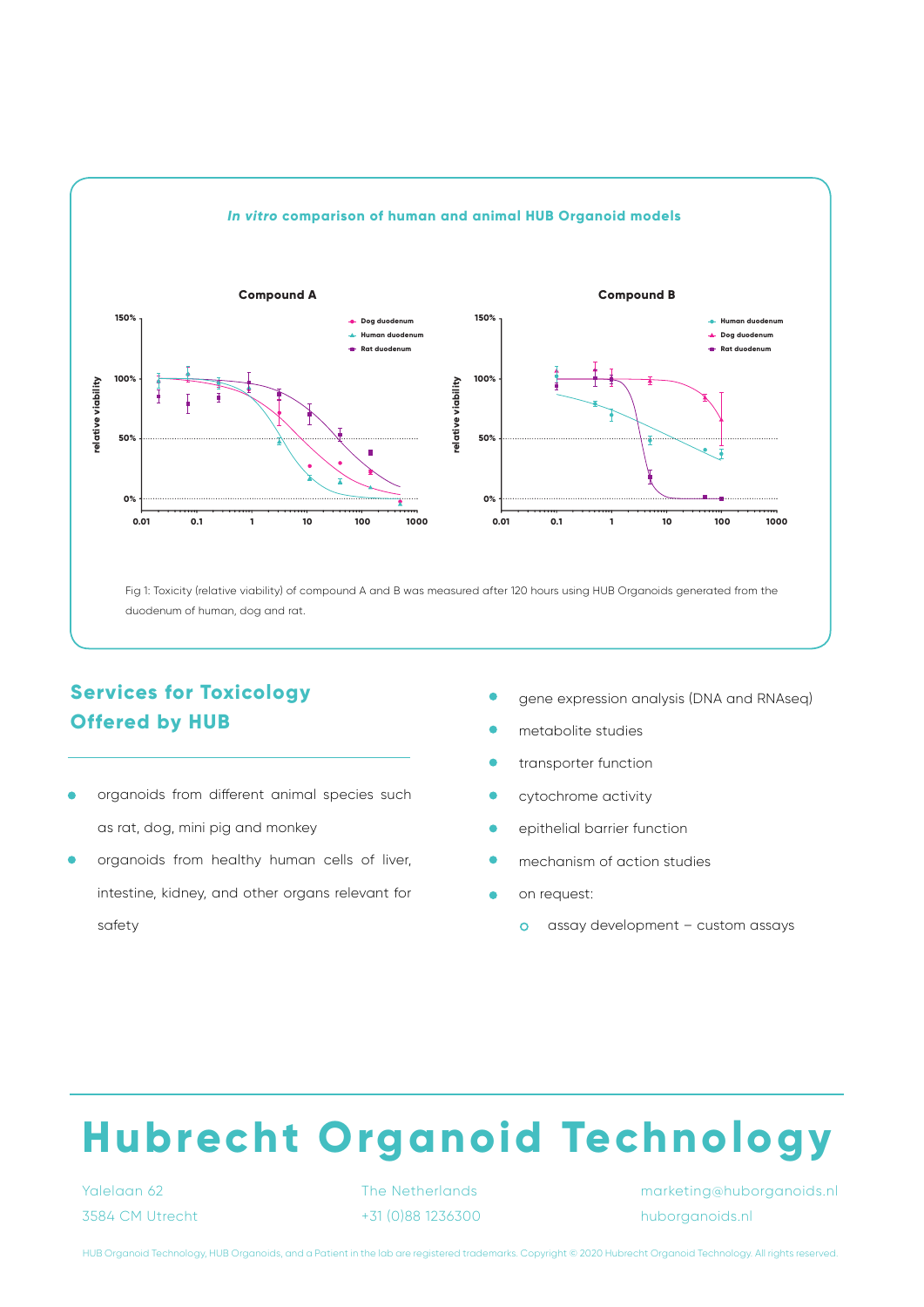## *In vitro* comparison of human and animal HUB Organoid models

**Compound A**

150%
100%
50%
0%
relative viability
0.01 0.1 1 10 100 1000
Dog duodenum
Human duodenum
Rat duodenum

**Compound B**

150%
100%
50%
0%
relative viability
0.01 0.1 1 10 100 1000
Human duodenum
Dog duodenum
Rat duodenum

Fig 1: Toxicity (relative viability) of compound A and B was measured after 120 hours using HUB Organoids generated from the duodenum of human, dog and rat.

## Services for Toxicology Offered by HUB

- organoids from different animal species such as rat, dog, mini pig and monkey
- organoids from healthy human cells of liver, intestine, kidney, and other organs relevant for safety
- gene expression analysis (DNA and RNAseq)
- metabolite studies
- transporter function
- cytochrome activity
- epithelial barrier function
- mechanism of action studies
- on request:
  - assay development – custom assays

# Hubrecht Organoid Technology

Yalelaan 62
3584 CM Utrecht

The Netherlands
+31 (0)88 1236300

marketing@huborganoids.nl
huborganoids.nl

HUB Organoid Technology, HUB Organoids, and a Patient in the lab are registered trademarks. Copyright © 2020 Hubrecht Organoid Technology. All rights reserved.